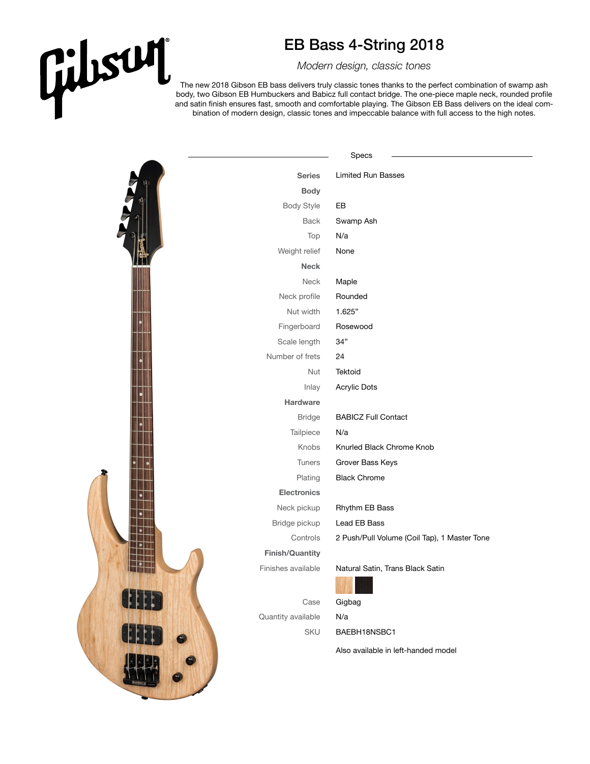# EB Bass 4-String 2018

*Modern design, classic tones*

The new 2018 Gibson EB bass delivers truly classic tones thanks to the perfect combination of swamp ash body, two Gibson EB Humbuckers and Babicz full contact bridge. The one-piece maple neck, rounded profile and satin finish ensures fast, smooth and comfortable playing. The Gibson EB Bass delivers on the ideal combination of modern design, classic tones and impeccable balance with full access to the high notes.

## Specs

| | |
|---|---|
| **Series** | Limited Run Basses |
| **Body** | |
| Body Style | EB |
| Back | Swamp Ash |
| Top | N/a |
| Weight relief | None |
| **Neck** | |
| Neck | Maple |
| Neck profile | Rounded |
| Nut width | 1.625" |
| Fingerboard | Rosewood |
| Scale length | 34" |
| Number of frets | 24 |
| Nut | Tektoid |
| Inlay | Acrylic Dots |
| **Hardware** | |
| Bridge | BABICZ Full Contact |
| Tailpiece | N/a |
| Knobs | Knurled Black Chrome Knob |
| Tuners | Grover Bass Keys |
| Plating | Black Chrome |
| **Electronics** | |
| Neck pickup | Rhythm EB Bass |
| Bridge pickup | Lead EB Bass |
| Controls | 2 Push/Pull Volume (Coil Tap), 1 Master Tone |
| **Finish/Quantity** | |
| Finishes available | Natural Satin, Trans Black Satin |
| Case | Gigbag |
| Quantity available | N/a |
| SKU | BAEBH18NSBC1 |

Also available in left-handed model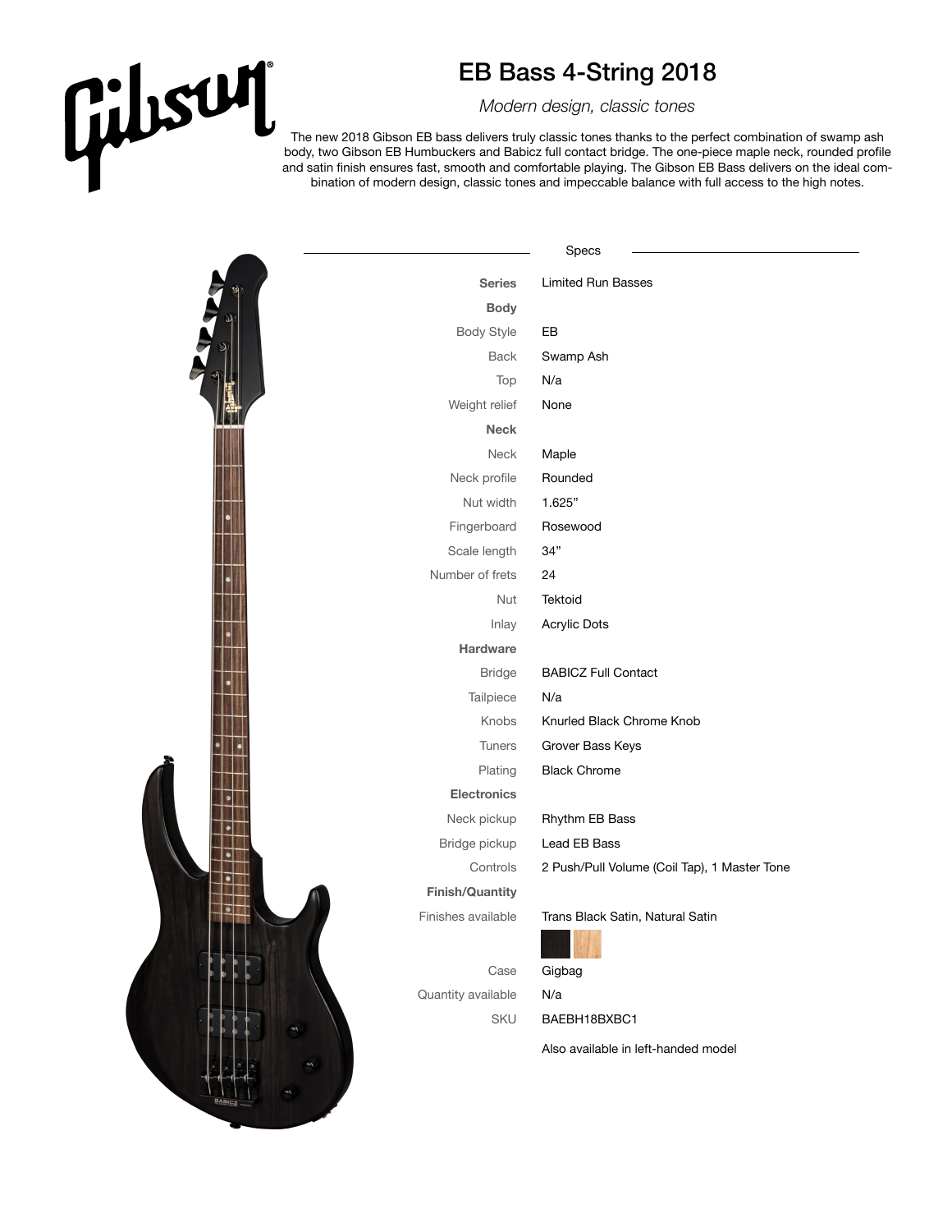# EB Bass 4-String 2018

*Modern design, classic tones*

The new 2018 Gibson EB bass delivers truly classic tones thanks to the perfect combination of swamp ash body, two Gibson EB Humbuckers and Babicz full contact bridge. The one-piece maple neck, rounded profile and satin finish ensures fast, smooth and comfortable playing. The Gibson EB Bass delivers on the ideal combination of modern design, classic tones and impeccable balance with full access to the high notes.

## Specs

| | |
|---|---|
| **Series** | Limited Run Basses |
| **Body** | |
| Body Style | EB |
| Back | Swamp Ash |
| Top | N/a |
| Weight relief | None |
| **Neck** | |
| Neck | Maple |
| Neck profile | Rounded |
| Nut width | 1.625" |
| Fingerboard | Rosewood |
| Scale length | 34" |
| Number of frets | 24 |
| Nut | Tektoid |
| Inlay | Acrylic Dots |
| **Hardware** | |
| Bridge | BABICZ Full Contact |
| Tailpiece | N/a |
| Knobs | Knurled Black Chrome Knob |
| Tuners | Grover Bass Keys |
| Plating | Black Chrome |
| **Electronics** | |
| Neck pickup | Rhythm EB Bass |
| Bridge pickup | Lead EB Bass |
| Controls | 2 Push/Pull Volume (Coil Tap), 1 Master Tone |
| **Finish/Quantity** | |
| Finishes available | Trans Black Satin, Natural Satin |
| Case | Gigbag |
| Quantity available | N/a |
| SKU | BAEBH18BXBC1 |

Also available in left-handed model